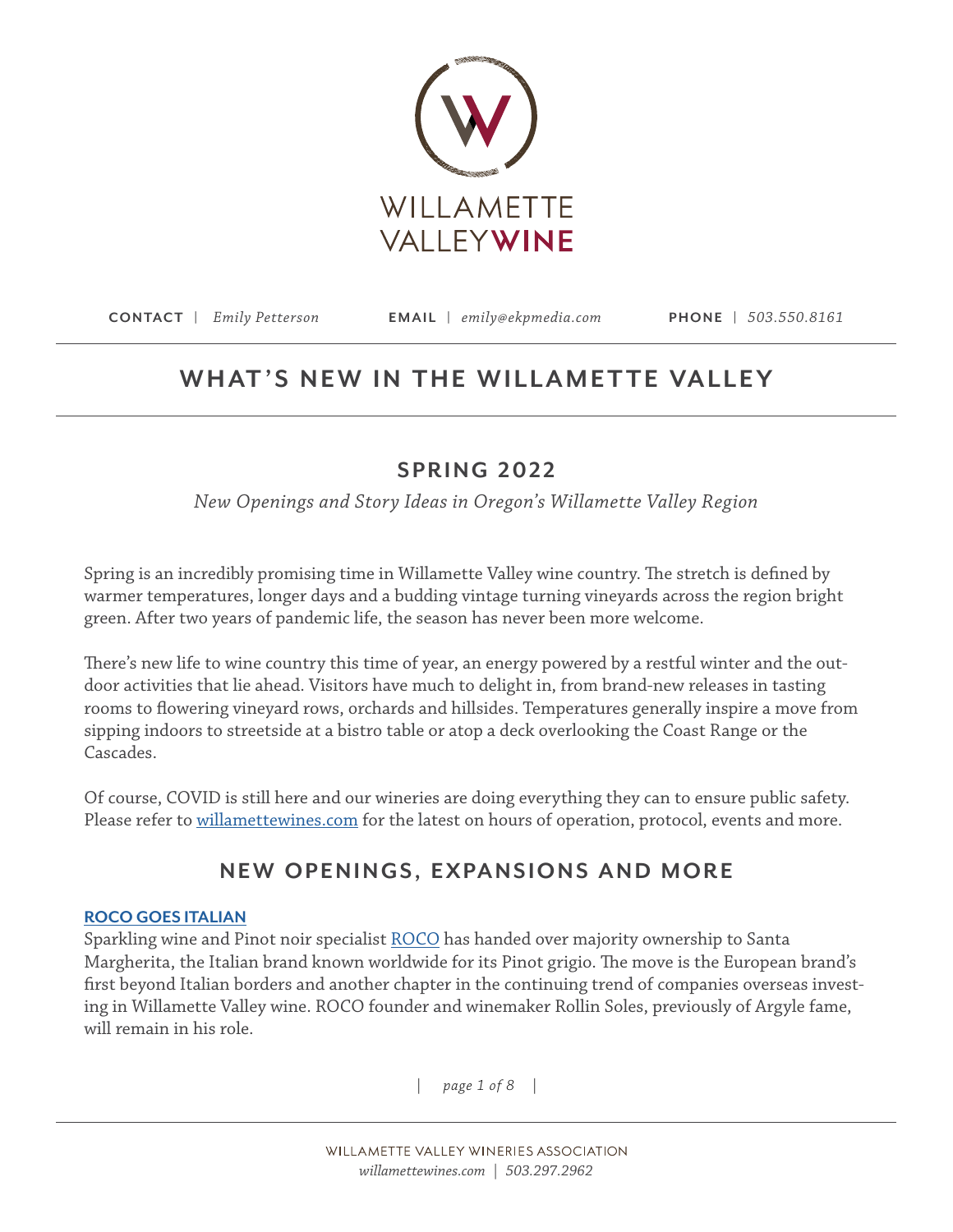WILLAMETTE VALLEY WINE

**CONTACT** | *Emily Petterson* **EMAIL** | *emily@ekpmedia.com* **PHONE** | *503.550.8161*

# WHAT'S NEW IN THE WILLAMETTE VALLEY

## SPRING 2022

*New Openings and Story Ideas in Oregon's Willamette Valley Region*

Spring is an incredibly promising time in Willamette Valley wine country. The stretch is defined by warmer temperatures, longer days and a budding vintage turning vineyards across the region bright green. After two years of pandemic life, the season has never been more welcome.

There's new life to wine country this time of year, an energy powered by a restful winter and the outdoor activities that lie ahead. Visitors have much to delight in, from brand-new releases in tasting rooms to flowering vineyard rows, orchards and hillsides. Temperatures generally inspire a move from sipping indoors to streetside at a bistro table or atop a deck overlooking the Coast Range or the Cascades.

Of course, COVID is still here and our wineries are doing everything they can to ensure public safety. Please refer to willamettewines.com for the latest on hours of operation, protocol, events and more.

## NEW OPENINGS, EXPANSIONS AND MORE

### ROCO GOES ITALIAN

Sparkling wine and Pinot noir specialist ROCO has handed over majority ownership to Santa Margherita, the Italian brand known worldwide for its Pinot grigio. The move is the European brand's first beyond Italian borders and another chapter in the continuing trend of companies overseas investing in Willamette Valley wine. ROCO founder and winemaker Rollin Soles, previously of Argyle fame, will remain in his role.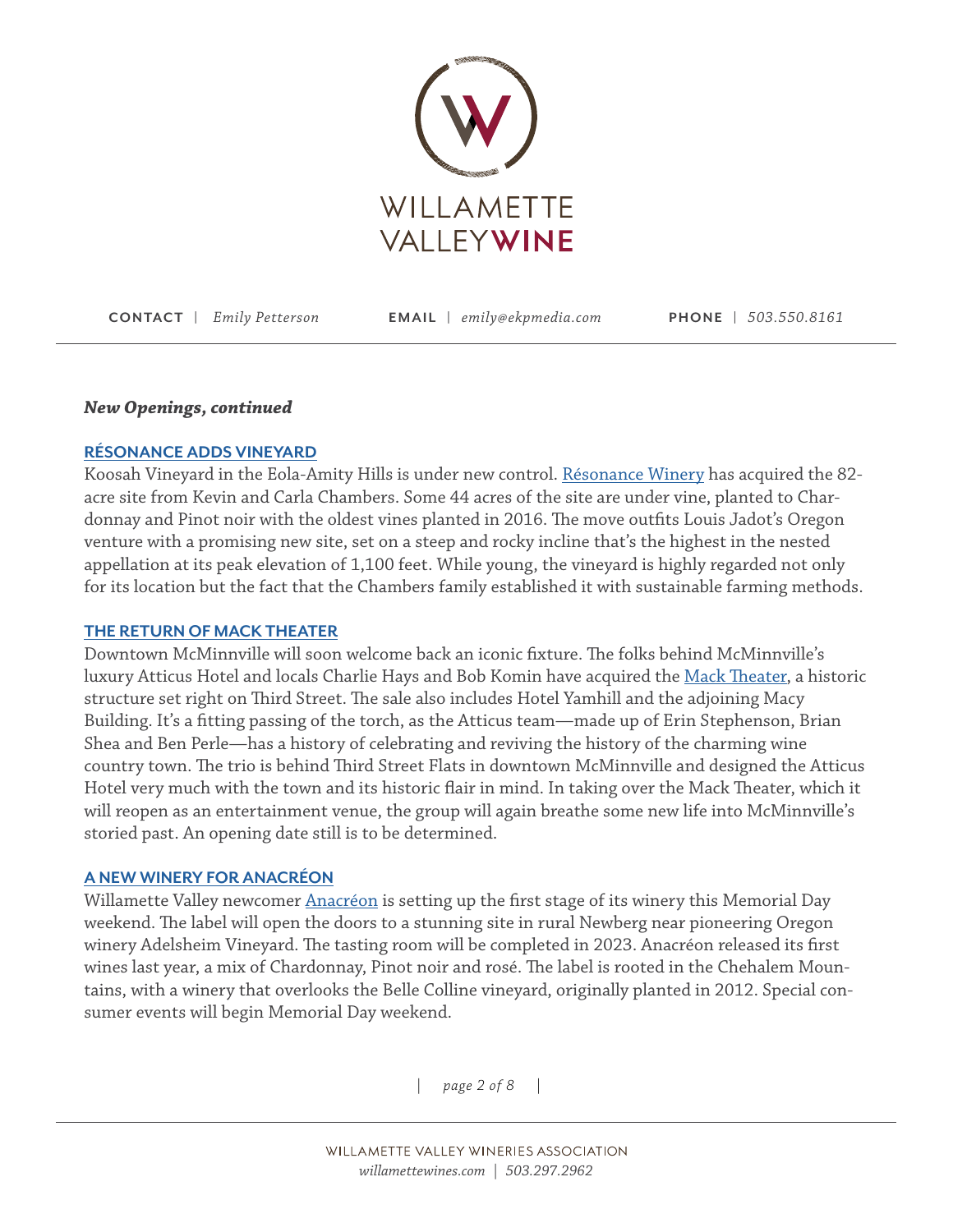CONTACT | Emily Petterson    EMAIL | emily@ekpmedia.com    PHONE | 503.550.8161

***New Openings, continued***

### RÉSONANCE ADDS VINEYARD

Koosah Vineyard in the Eola-Amity Hills is under new control. Résonance Winery has acquired the 82-acre site from Kevin and Carla Chambers. Some 44 acres of the site are under vine, planted to Chardonnay and Pinot noir with the oldest vines planted in 2016. The move outfits Louis Jadot's Oregon venture with a promising new site, set on a steep and rocky incline that's the highest in the nested appellation at its peak elevation of 1,100 feet. While young, the vineyard is highly regarded not only for its location but the fact that the Chambers family established it with sustainable farming methods.

### THE RETURN OF MACK THEATER

Downtown McMinnville will soon welcome back an iconic fixture. The folks behind McMinnville's luxury Atticus Hotel and locals Charlie Hays and Bob Komin have acquired the Mack Theater, a historic structure set right on Third Street. The sale also includes Hotel Yamhill and the adjoining Macy Building. It's a fitting passing of the torch, as the Atticus team—made up of Erin Stephenson, Brian Shea and Ben Perle—has a history of celebrating and reviving the history of the charming wine country town. The trio is behind Third Street Flats in downtown McMinnville and designed the Atticus Hotel very much with the town and its historic flair in mind. In taking over the Mack Theater, which it will reopen as an entertainment venue, the group will again breathe some new life into McMinnville's storied past. An opening date still is to be determined.

### A NEW WINERY FOR ANACRÉON

Willamette Valley newcomer Anacréon is setting up the first stage of its winery this Memorial Day weekend. The label will open the doors to a stunning site in rural Newberg near pioneering Oregon winery Adelsheim Vineyard. The tasting room will be completed in 2023. Anacréon released its first wines last year, a mix of Chardonnay, Pinot noir and rosé. The label is rooted in the Chehalem Mountains, with a winery that overlooks the Belle Colline vineyard, originally planted in 2012. Special consumer events will begin Memorial Day weekend.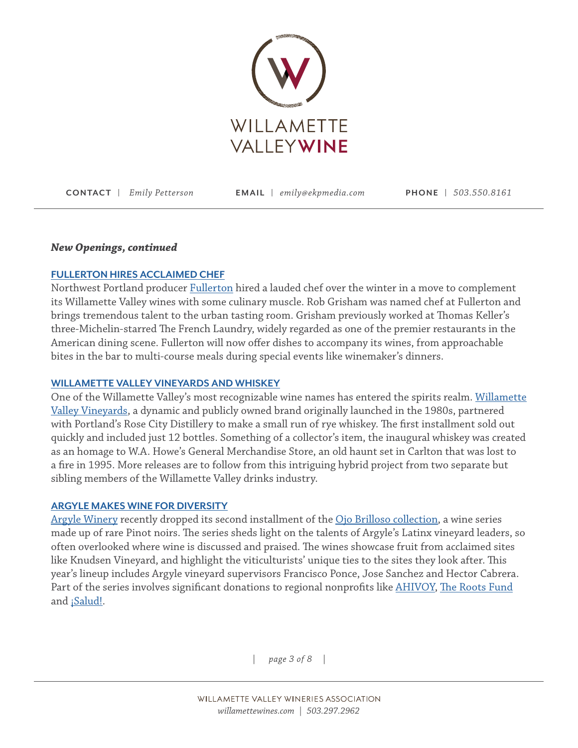**CONTACT** | *Emily Petterson* **EMAIL** | *emily@ekpmedia.com* **PHONE** | *503.550.8161*

***New Openings, continued***

### FULLERTON HIRES ACCLAIMED CHEF

Northwest Portland producer Fullerton hired a lauded chef over the winter in a move to complement its Willamette Valley wines with some culinary muscle. Rob Grisham was named chef at Fullerton and brings tremendous talent to the urban tasting room. Grisham previously worked at Thomas Keller's three-Michelin-starred The French Laundry, widely regarded as one of the premier restaurants in the American dining scene. Fullerton will now offer dishes to accompany its wines, from approachable bites in the bar to multi-course meals during special events like winemaker's dinners.

### WILLAMETTE VALLEY VINEYARDS AND WHISKEY

One of the Willamette Valley's most recognizable wine names has entered the spirits realm. Willamette Valley Vineyards, a dynamic and publicly owned brand originally launched in the 1980s, partnered with Portland's Rose City Distillery to make a small run of rye whiskey. The first installment sold out quickly and included just 12 bottles. Something of a collector's item, the inaugural whiskey was created as an homage to W.A. Howe's General Merchandise Store, an old haunt set in Carlton that was lost to a fire in 1995. More releases are to follow from this intriguing hybrid project from two separate but sibling members of the Willamette Valley drinks industry.

### ARGYLE MAKES WINE FOR DIVERSITY

Argyle Winery recently dropped its second installment of the Ojo Brilloso collection, a wine series made up of rare Pinot noirs. The series sheds light on the talents of Argyle's Latinx vineyard leaders, so often overlooked where wine is discussed and praised. The wines showcase fruit from acclaimed sites like Knudsen Vineyard, and highlight the viticulturists' unique ties to the sites they look after. This year's lineup includes Argyle vineyard supervisors Francisco Ponce, Jose Sanchez and Hector Cabrera. Part of the series involves significant donations to regional nonprofits like AHIVOY, The Roots Fund and ¡Salud!.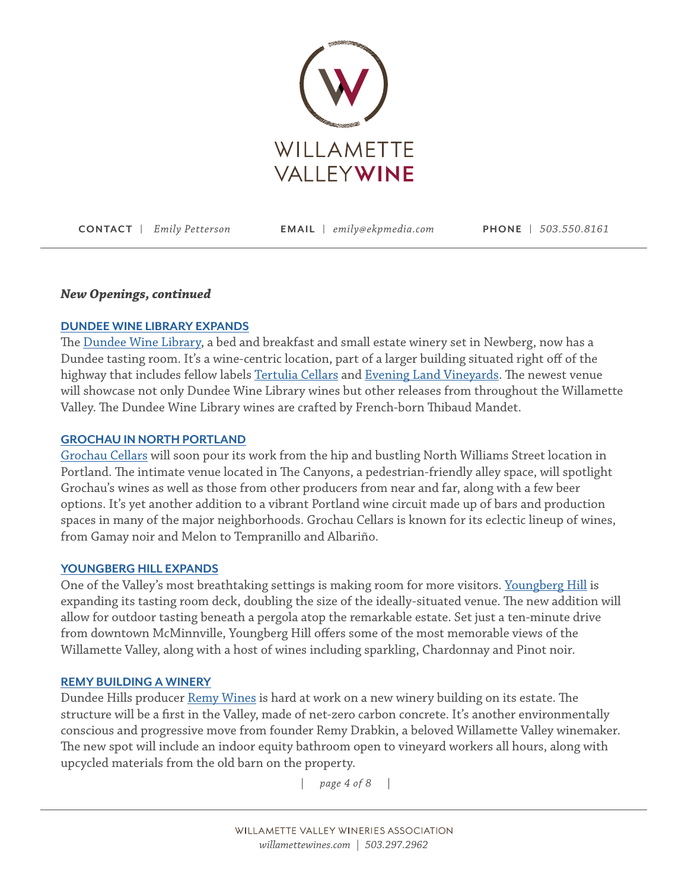CONTACT | *Emily Petterson* EMAIL | *emily@ekpmedia.com* PHONE | *503.550.8161*

***New Openings, continued***

### DUNDEE WINE LIBRARY EXPANDS

The Dundee Wine Library, a bed and breakfast and small estate winery set in Newberg, now has a Dundee tasting room. It's a wine-centric location, part of a larger building situated right off of the highway that includes fellow labels Tertulia Cellars and Evening Land Vineyards. The newest venue will showcase not only Dundee Wine Library wines but other releases from throughout the Willamette Valley. The Dundee Wine Library wines are crafted by French-born Thibaud Mandet.

### GROCHAU IN NORTH PORTLAND

Grochau Cellars will soon pour its work from the hip and bustling North Williams Street location in Portland. The intimate venue located in The Canyons, a pedestrian-friendly alley space, will spotlight Grochau's wines as well as those from other producers from near and far, along with a few beer options. It's yet another addition to a vibrant Portland wine circuit made up of bars and production spaces in many of the major neighborhoods. Grochau Cellars is known for its eclectic lineup of wines, from Gamay noir and Melon to Tempranillo and Albariño.

### YOUNGBERG HILL EXPANDS

One of the Valley's most breathtaking settings is making room for more visitors. Youngberg Hill is expanding its tasting room deck, doubling the size of the ideally-situated venue. The new addition will allow for outdoor tasting beneath a pergola atop the remarkable estate. Set just a ten-minute drive from downtown McMinnville, Youngberg Hill offers some of the most memorable views of the Willamette Valley, along with a host of wines including sparkling, Chardonnay and Pinot noir.

### REMY BUILDING A WINERY

Dundee Hills producer Remy Wines is hard at work on a new winery building on its estate. The structure will be a first in the Valley, made of net-zero carbon concrete. It's another environmentally conscious and progressive move from founder Remy Drabkin, a beloved Willamette Valley winemaker. The new spot will include an indoor equity bathroom open to vineyard workers all hours, along with upcycled materials from the old barn on the property.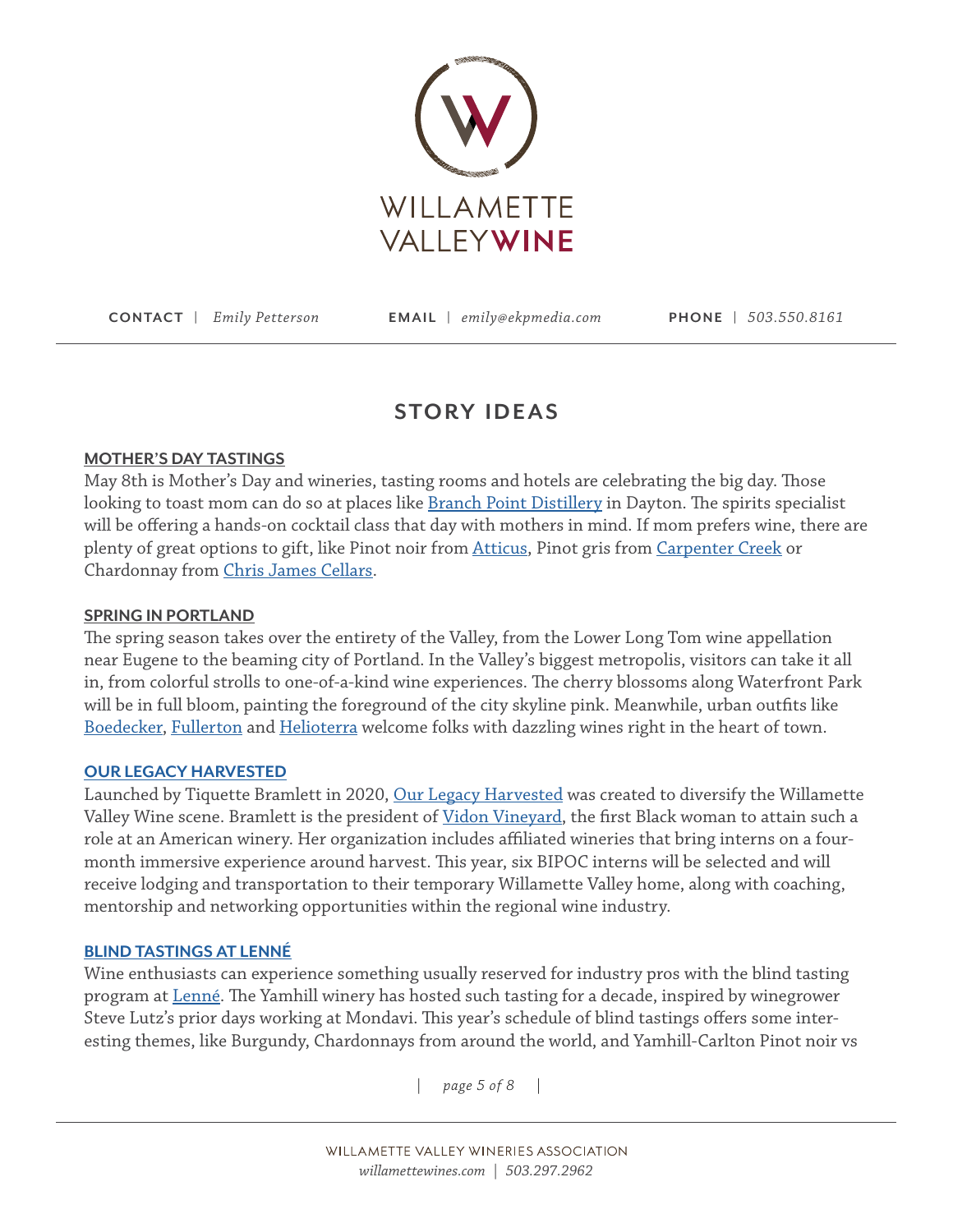**CONTACT** | *Emily Petterson* **EMAIL** | *emily@ekpmedia.com* **PHONE** | *503.550.8161*

## STORY IDEAS

### MOTHER'S DAY TASTINGS

May 8th is Mother's Day and wineries, tasting rooms and hotels are celebrating the big day. Those looking to toast mom can do so at places like Branch Point Distillery in Dayton. The spirits specialist will be offering a hands-on cocktail class that day with mothers in mind. If mom prefers wine, there are plenty of great options to gift, like Pinot noir from Atticus, Pinot gris from Carpenter Creek or Chardonnay from Chris James Cellars.

### SPRING IN PORTLAND

The spring season takes over the entirety of the Valley, from the Lower Long Tom wine appellation near Eugene to the beaming city of Portland. In the Valley's biggest metropolis, visitors can take it all in, from colorful strolls to one-of-a-kind wine experiences. The cherry blossoms along Waterfront Park will be in full bloom, painting the foreground of the city skyline pink. Meanwhile, urban outfits like Boedecker, Fullerton and Helioterra welcome folks with dazzling wines right in the heart of town.

### OUR LEGACY HARVESTED

Launched by Tiquette Bramlett in 2020, Our Legacy Harvested was created to diversify the Willamette Valley Wine scene. Bramlett is the president of Vidon Vineyard, the first Black woman to attain such a role at an American winery. Her organization includes affiliated wineries that bring interns on a four-month immersive experience around harvest. This year, six BIPOC interns will be selected and will receive lodging and transportation to their temporary Willamette Valley home, along with coaching, mentorship and networking opportunities within the regional wine industry.

### BLIND TASTINGS AT LENNÉ

Wine enthusiasts can experience something usually reserved for industry pros with the blind tasting program at Lenné. The Yamhill winery has hosted such tasting for a decade, inspired by winegrower Steve Lutz's prior days working at Mondavi. This year's schedule of blind tastings offers some interesting themes, like Burgundy, Chardonnays from around the world, and Yamhill-Carlton Pinot noir vs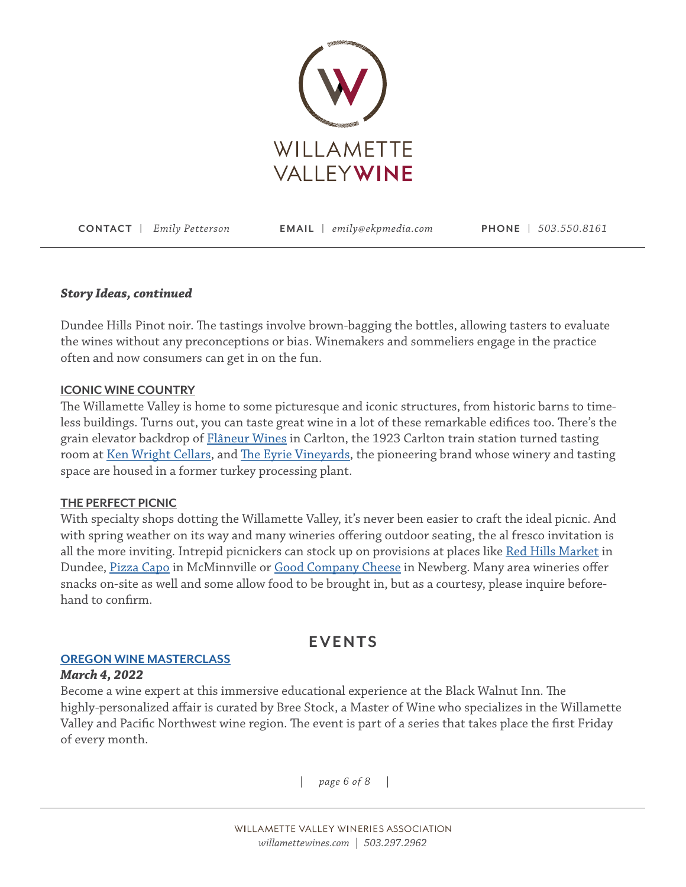**CONTACT** | *Emily Petterson* **EMAIL** | *emily@ekpmedia.com* **PHONE** | *503.550.8161*

***Story Ideas, continued***

Dundee Hills Pinot noir. The tastings involve brown-bagging the bottles, allowing tasters to evaluate the wines without any preconceptions or bias. Winemakers and sommeliers engage in the practice often and now consumers can get in on the fun.

**ICONIC WINE COUNTRY**

The Willamette Valley is home to some picturesque and iconic structures, from historic barns to timeless buildings. Turns out, you can taste great wine in a lot of these remarkable edifices too. There's the grain elevator backdrop of Flâneur Wines in Carlton, the 1923 Carlton train station turned tasting room at Ken Wright Cellars, and The Eyrie Vineyards, the pioneering brand whose winery and tasting space are housed in a former turkey processing plant.

**THE PERFECT PICNIC**

With specialty shops dotting the Willamette Valley, it's never been easier to craft the ideal picnic. And with spring weather on its way and many wineries offering outdoor seating, the al fresco invitation is all the more inviting. Intrepid picnickers can stock up on provisions at places like Red Hills Market in Dundee, Pizza Capo in McMinnville or Good Company Cheese in Newberg. Many area wineries offer snacks on-site as well and some allow food to be brought in, but as a courtesy, please inquire beforehand to confirm.

## EVENTS

**OREGON WINE MASTERCLASS**

***March 4, 2022***

Become a wine expert at this immersive educational experience at the Black Walnut Inn. The highly-personalized affair is curated by Bree Stock, a Master of Wine who specializes in the Willamette Valley and Pacific Northwest wine region. The event is part of a series that takes place the first Friday of every month.

WILLAMETTE VALLEY WINERIES ASSOCIATION
*willamettewines.com | 503.297.2962*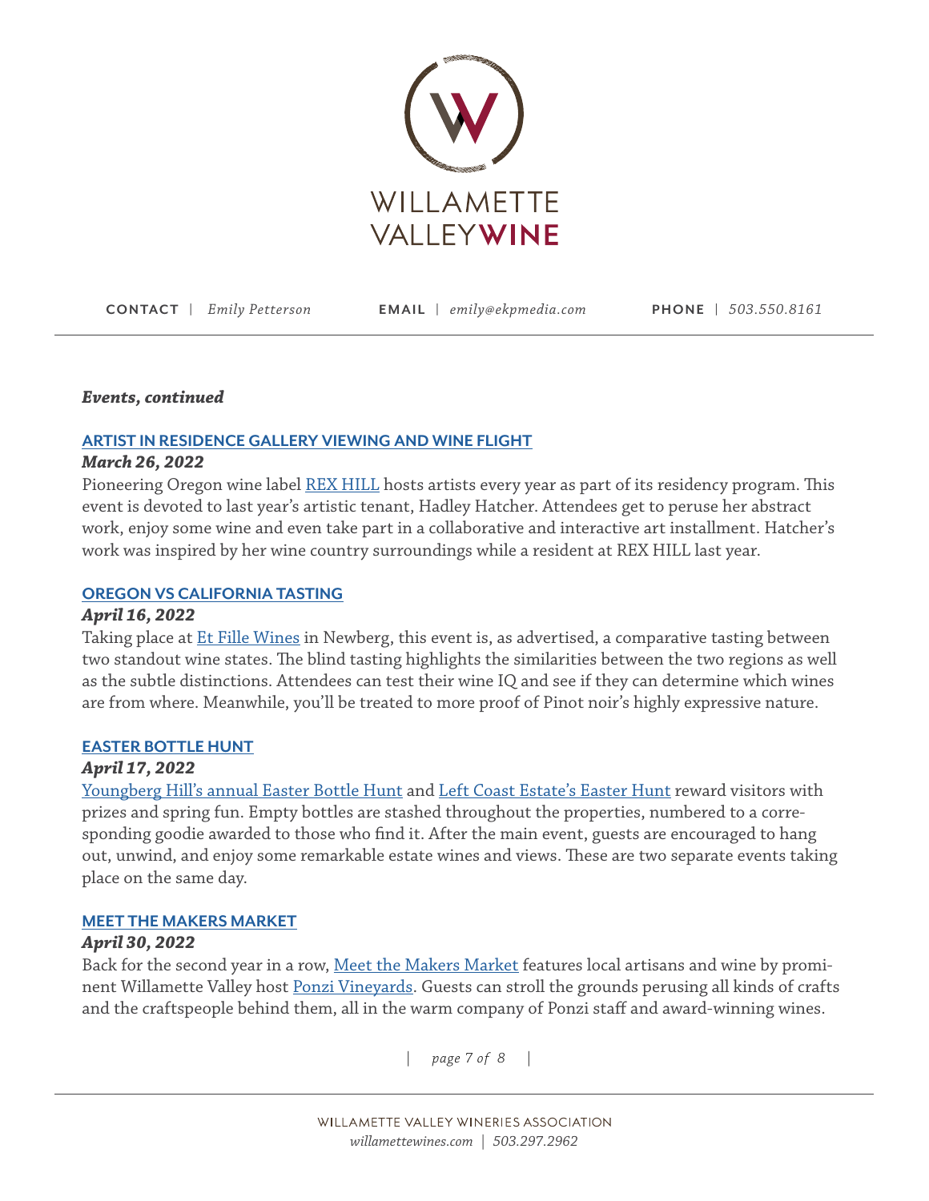CONTACT | *Emily Petterson* EMAIL | *emily@ekpmedia.com* PHONE | *503.550.8161*

***Events, continued***

### ARTIST IN RESIDENCE GALLERY VIEWING AND WINE FLIGHT

***March 26, 2022***

Pioneering Oregon wine label REX HILL hosts artists every year as part of its residency program. This event is devoted to last year's artistic tenant, Hadley Hatcher. Attendees get to peruse her abstract work, enjoy some wine and even take part in a collaborative and interactive art installment. Hatcher's work was inspired by her wine country surroundings while a resident at REX HILL last year.

### OREGON VS CALIFORNIA TASTING

***April 16, 2022***

Taking place at Et Fille Wines in Newberg, this event is, as advertised, a comparative tasting between two standout wine states. The blind tasting highlights the similarities between the two regions as well as the subtle distinctions. Attendees can test their wine IQ and see if they can determine which wines are from where. Meanwhile, you'll be treated to more proof of Pinot noir's highly expressive nature.

### EASTER BOTTLE HUNT

***April 17, 2022***

Youngberg Hill's annual Easter Bottle Hunt and Left Coast Estate's Easter Hunt reward visitors with prizes and spring fun. Empty bottles are stashed throughout the properties, numbered to a corresponding goodie awarded to those who find it. After the main event, guests are encouraged to hang out, unwind, and enjoy some remarkable estate wines and views. These are two separate events taking place on the same day.

### MEET THE MAKERS MARKET

***April 30, 2022***

Back for the second year in a row, Meet the Makers Market features local artisans and wine by prominent Willamette Valley host Ponzi Vineyards. Guests can stroll the grounds perusing all kinds of crafts and the craftspeople behind them, all in the warm company of Ponzi staff and award-winning wines.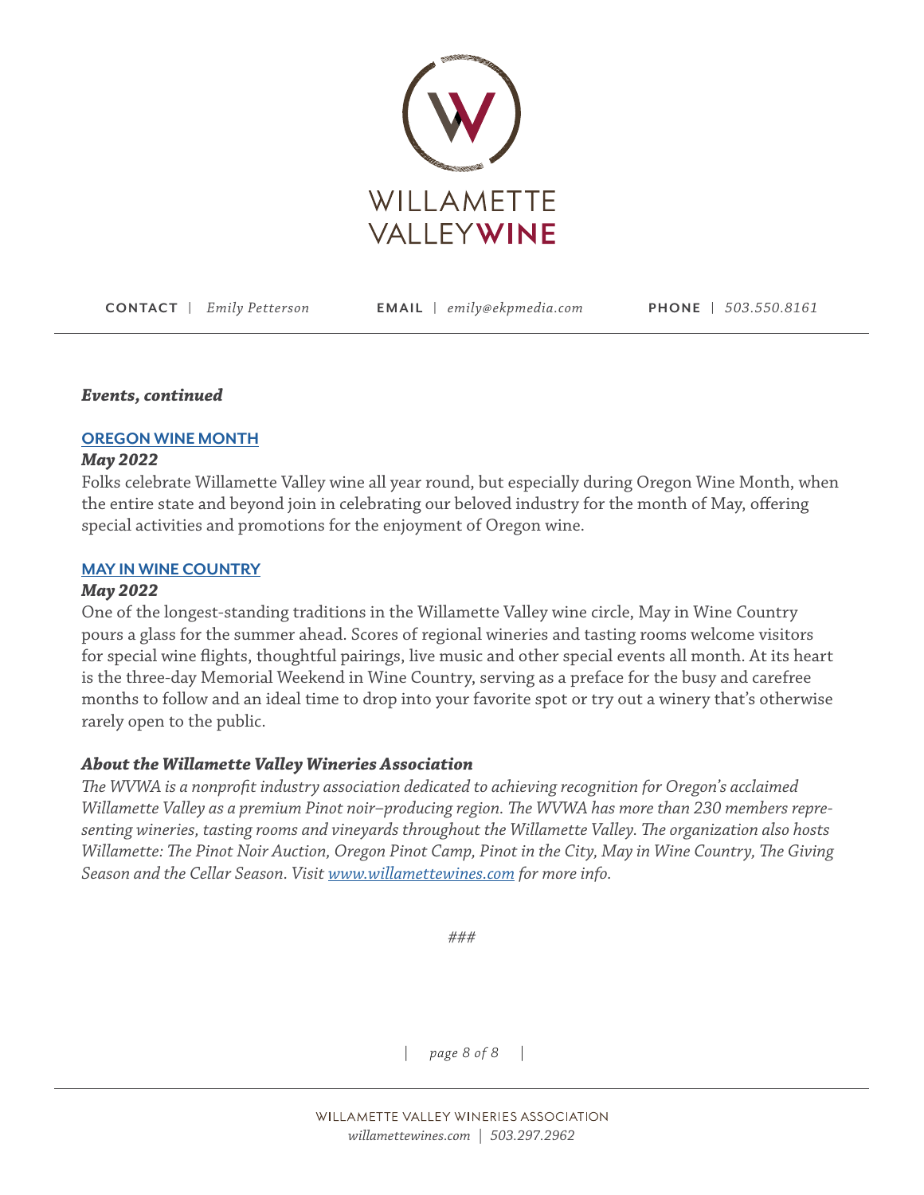WILLAMETTE VALLEY WINE

**CONTACT** | *Emily Petterson* **EMAIL** | *emily@ekpmedia.com* **PHONE** | *503.550.8161*

***Events, continued***

**OREGON WINE MONTH**

***May 2022***

Folks celebrate Willamette Valley wine all year round, but especially during Oregon Wine Month, when the entire state and beyond join in celebrating our beloved industry for the month of May, offering special activities and promotions for the enjoyment of Oregon wine.

**MAY IN WINE COUNTRY**

***May 2022***

One of the longest-standing traditions in the Willamette Valley wine circle, May in Wine Country pours a glass for the summer ahead. Scores of regional wineries and tasting rooms welcome visitors for special wine flights, thoughtful pairings, live music and other special events all month. At its heart is the three-day Memorial Weekend in Wine Country, serving as a preface for the busy and carefree months to follow and an ideal time to drop into your favorite spot or try out a winery that's otherwise rarely open to the public.

***About the Willamette Valley Wineries Association***

*The WVWA is a nonprofit industry association dedicated to achieving recognition for Oregon's acclaimed Willamette Valley as a premium Pinot noir–producing region. The WVWA has more than 230 members representing wineries, tasting rooms and vineyards throughout the Willamette Valley. The organization also hosts Willamette: The Pinot Noir Auction, Oregon Pinot Camp, Pinot in the City, May in Wine Country, The Giving Season and the Cellar Season. Visit [www.willamettewines.com](http://www.willamettewines.com) for more info.*

###

WILLAMETTE VALLEY WINERIES ASSOCIATION
*willamettewines.com | 503.297.2962*